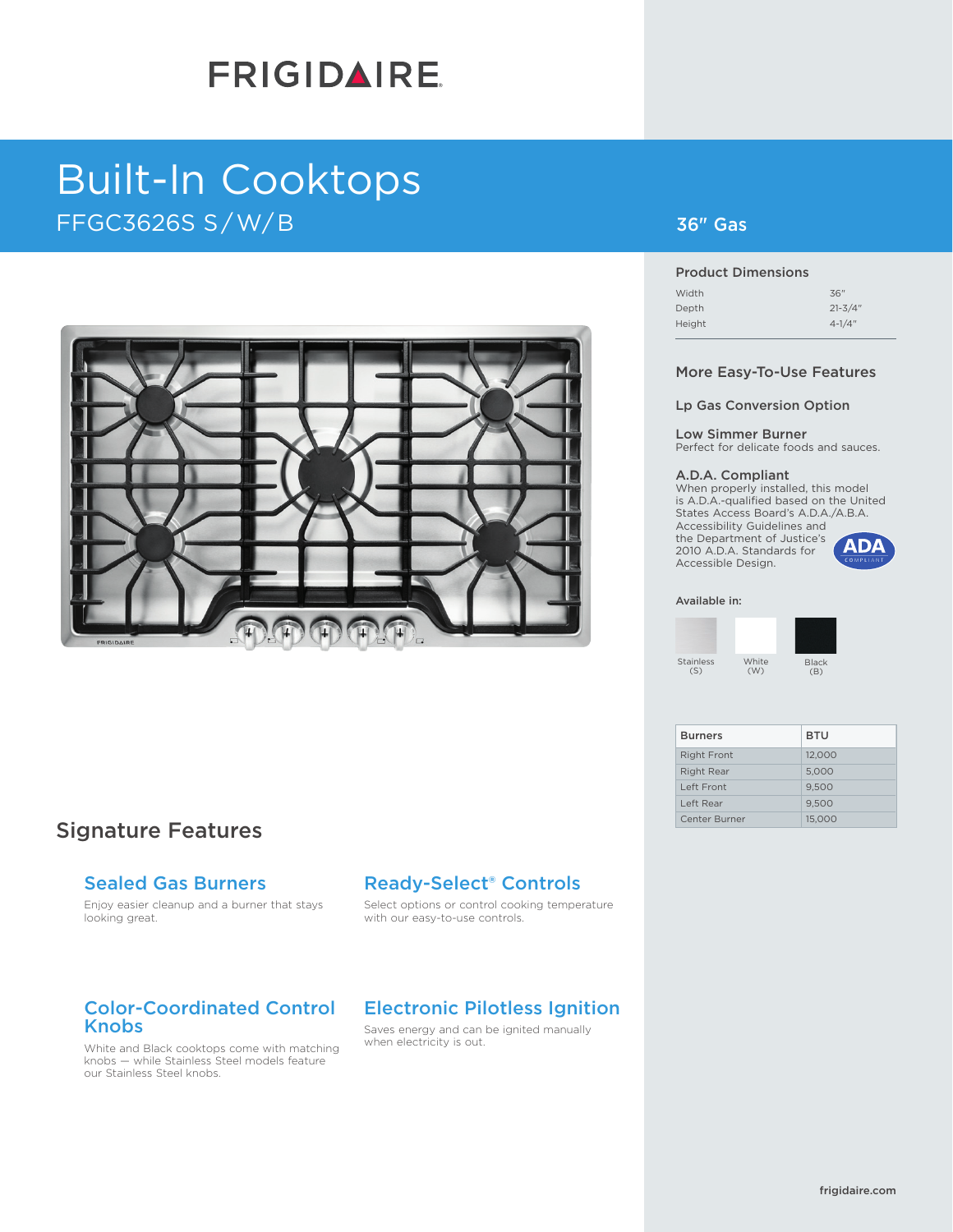# FRIGIDAIRE

# Built-In Cooktops

FFGC3626S S/W/B

## 36" Gas

### Product Dimensions

| | |
|---|---|
| Width | 36" |
| Depth | 21-3/4" |
| Height | 4-1/4" |

### More Easy-To-Use Features

**Lp Gas Conversion Option**

**Low Simmer Burner**
Perfect for delicate foods and sauces.

**A.D.A. Compliant**
When properly installed, this model is A.D.A.-qualified based on the United States Access Board's A.D.A./A.B.A. Accessibility Guidelines and the Department of Justice's 2010 A.D.A. Standards for Accessible Design.

ADA COMPLIANT

**Available in:**

Stainless (S)
White (W)
Black (B)

| Burners | BTU |
|---|---|
| Right Front | 12,000 |
| Right Rear | 5,000 |
| Left Front | 9,500 |
| Left Rear | 9,500 |
| Center Burner | 15,000 |

## Signature Features

### Sealed Gas Burners

Enjoy easier cleanup and a burner that stays looking great.

### Ready-Select® Controls

Select options or control cooking temperature with our easy-to-use controls.

### Color-Coordinated Control Knobs

White and Black cooktops come with matching knobs — while Stainless Steel models feature our Stainless Steel knobs.

### Electronic Pilotless Ignition

Saves energy and can be ignited manually when electricity is out.

frigidaire.com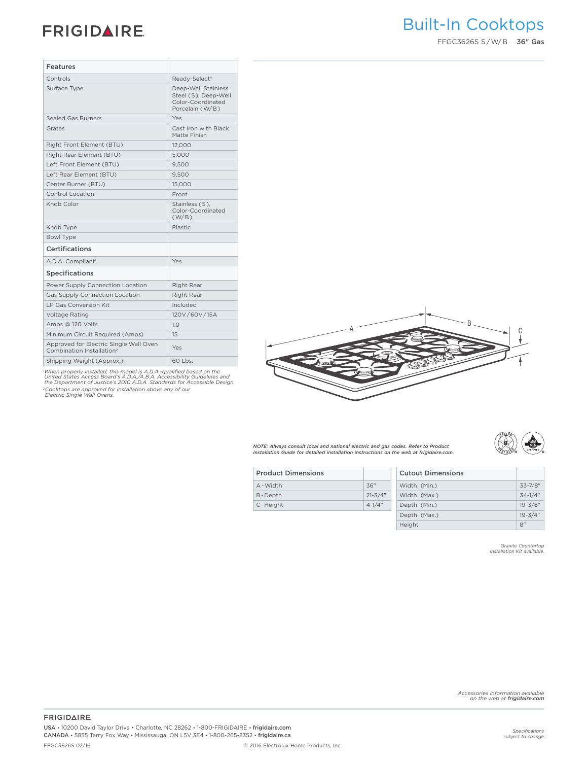# FRIGIDAIRE

## Built-In Cooktops

FFGC3626S S / W / B **36" Gas**

| Features | |
|---|---|
| Controls | Ready-Select® |
| Surface Type | Deep-Well Stainless Steel (S), Deep-Well Color-Coordinated Porcelain (W/B) |
| Sealed Gas Burners | Yes |
| Grates | Cast Iron with Black Matte Finish |
| Right Front Element (BTU) | 12,000 |
| Right Rear Element (BTU) | 5,000 |
| Left Front Element (BTU) | 9,500 |
| Left Rear Element (BTU) | 9,500 |
| Center Burner (BTU) | 15,000 |
| Control Location | Front |
| Knob Color | Stainless (S), Color-Coordinated (W/B) |
| Knob Type | Plastic |
| Bowl Type | |
| **Certifications** | |
| A.D.A. Compliant[1] | Yes |
| **Specifications** | |
| Power Supply Connection Location | Right Rear |
| Gas Supply Connection Location | Right Rear |
| LP Gas Conversion Kit | Included |
| Voltage Rating | 120V/60V/15A |
| Amps @ 120 Volts | 1.0 |
| Minimum Circuit Required (Amps) | 15 |
| Approved for Electric Single Wall Oven Combination Installation[2] | Yes |
| Shipping Weight (Approx.) | 60 Lbs. |

*[1]When properly installed, this model is A.D.A.-qualified based on the United States Access Board's A.D.A./A.B.A. Accessibility Guidelines and the Department of Justice's 2010 A.D.A. Standards for Accessible Design.*

*[2]Cooktops are approved for installation above any of our Electric Single Wall Ovens.*

A

B

C

*NOTE: Always consult local and national electric and gas codes. Refer to Product Installation Guide for detailed installation instructions on the web at frigidaire.com.*

| Product Dimensions | |
|---|---|
| A - Width | 36" |
| B - Depth | 21-3/4" |
| C - Height | 4-1/4" |

| Cutout Dimensions | |
|---|---|
| Width (Min.) | 33-7/8" |
| Width (Max.) | 34-1/4" |
| Depth (Min.) | 19-3/8" |
| Depth (Max.) | 19-3/4" |
| Height | 8" |

*Granite Countertop Installation Kit available.*

*Accessories information available on the web at **frigidaire.com***

FRIGIDAIRE

USA • 10200 David Taylor Drive • Charlotte, NC 28262 • 1-800-FRIGIDAIRE • **frigidaire.com**
CANADA • 5855 Terry Fox Way • Mississauga, ON L5V 3E4 • 1-800-265-8352 • **frigidaire.ca**

*Specifications subject to change.*

FFGC3626S 02/16 © 2016 Electrolux Home Products, Inc.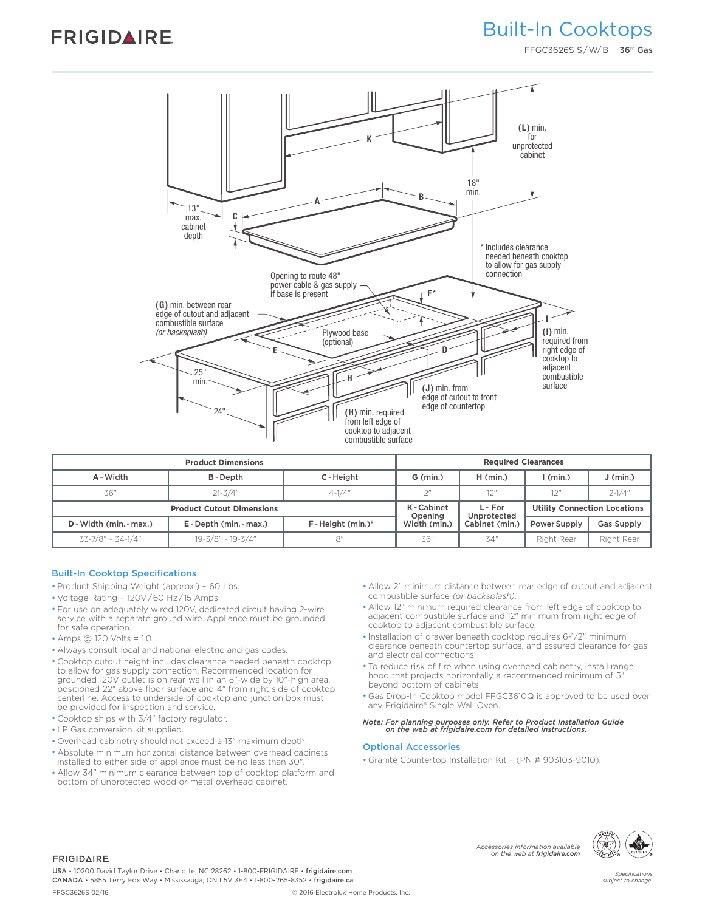# Built-In Cooktops

FFGC3626S S/W/B **36" Gas**

(L) min. for unprotected cabinet

K

18" min.

13" max. cabinet depth

A

B

C

\* Includes clearance needed beneath cooktop to allow for gas supply connection

Opening to route 48" power cable & gas supply if base is present

F*

(G) min. between rear edge of cutout and adjacent combustible surface *(or backsplash)*

Plywood base (optional)

I

E

D

(I) min. required from right edge of cooktop to adjacent combustible surface

25" min.

H

(J) min. from edge of cutout to front edge of countertop

24"

(H) min. required from left edge of cooktop to adjacent combustible surface

| Product Dimensions | | | Required Clearances | | | |
|---|---|---|---|---|---|---|
| **A - Width** | **B - Depth** | **C - Height** | **G (min.)** | **H (min.)** | **I (min.)** | **J (min.)** |
| 36" | 21-3/4" | 4-1/4" | 2" | 12" | 12" | 2-1/4" |
| **Product Cutout Dimensions** | | | **K - Cabinet Opening Width (min.)** | **L - For Unprotected Cabinet (min.)** | **Utility Connection Locations** | |
| **D - Width (min. - max.)** | **E - Depth (min. - max.)** | **F - Height (min.)*** | | | **Power Supply** | **Gas Supply** |
| 33-7/8" - 34-1/4" | 19-3/8" - 19-3/4" | 8" | 36" | 34" | Right Rear | Right Rear |

## Built-In Cooktop Specifications

- Product Shipping Weight (approx.) – 60 Lbs.
- Voltage Rating – 120V/60 Hz/15 Amps
- For use on adequately wired 120V, dedicated circuit having 2-wire service with a separate ground wire. Appliance must be grounded for safe operation.
- Amps @ 120 Volts = 1.0
- Always consult local and national electric and gas codes.
- Cooktop cutout height includes clearance needed beneath cooktop to allow for gas supply connection. Recommended location for grounded 120V outlet is on rear wall in an 8"-wide by 10"-high area, positioned 22" above floor surface and 4" from right side of cooktop centerline. Access to underside of cooktop and junction box must be provided for inspection and service.
- Cooktop ships with 3/4" factory regulator.
- LP Gas conversion kit supplied.
- Overhead cabinetry should not exceed a 13" maximum depth.
- Absolute minimum horizontal distance between overhead cabinets installed to either side of appliance must be no less than 30".
- Allow 34" minimum clearance between top of cooktop platform and bottom of unprotected wood or metal overhead cabinet.
- Allow 2" minimum distance between rear edge of cutout and adjacent combustible surface *(or backsplash)*.
- Allow 12" minimum required clearance from left edge of cooktop to adjacent combustible surface and 12" minimum from right edge of cooktop to adjacent combustible surface.
- Installation of drawer beneath cooktop requires 6-1/2" minimum clearance beneath countertop surface, and assured clearance for gas and electrical connections.
- To reduce risk of fire when using overhead cabinetry, install range hood that projects horizontally a recommended minimum of 5" beyond bottom of cabinets.
- Gas Drop-In Cooktop model FFGC3610Q is approved to be used over any Frigidaire® Single Wall Oven.

*Note: For planning purposes only. Refer to Product Installation Guide on the web at* ***frigidaire.com*** *for detailed instructions.*

## Optional Accessories

- Granite Countertop Installation Kit – (PN # 903103-9010).

*Accessories information available on the web at* ***frigidaire.com***

FRIGIDAIRE

USA • 10200 David Taylor Drive • Charlotte, NC 28262 • 1-800-FRIGIDAIRE • **frigidaire.com**
CANADA • 5855 Terry Fox Way • Mississauga, ON L5V 3E4 • 1-800-265-8352 • **frigidaire.ca**

*Specifications subject to change.*

FFGC3626S 02/16

© 2016 Electrolux Home Products, Inc.